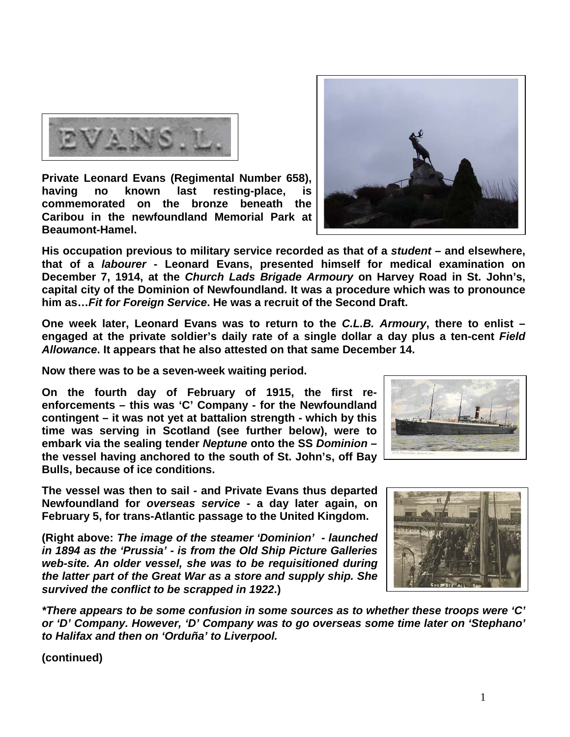**Private Leonard Evans (Regimental Number 658), having no known last resting-place, is commemorated on the bronze beneath the Caribou in the newfoundland Memorial Park at Beaumont-Hamel.**

**His occupation previous to military service recorded as that of a *student* – and elsewhere, that of a *labourer* - Leonard Evans, presented himself for medical examination on December 7, 1914, at the *Church Lads Brigade Armoury* on Harvey Road in St. John's, capital city of the Dominion of Newfoundland. It was a procedure which was to pronounce him as…*Fit for Foreign Service*. He was a recruit of the Second Draft.**

**One week later, Leonard Evans was to return to the *C.L.B. Armoury*, there to enlist – engaged at the private soldier's daily rate of a single dollar a day plus a ten-cent *Field Allowance*. It appears that he also attested on that same December 14.**

**Now there was to be a seven-week waiting period.**

**On the fourth day of February of 1915, the first re-enforcements – this was 'C' Company - for the Newfoundland contingent – it was not yet at battalion strength - which by this time was serving in Scotland (see further below), were to embark via the sealing tender *Neptune* onto the SS *Dominion* – the vessel having anchored to the south of St. John's, off Bay Bulls, because of ice conditions.**

**The vessel was then to sail - and Private Evans thus departed Newfoundland for *overseas service* - a day later again, on February 5, for trans-Atlantic passage to the United Kingdom.**

**(Right above: *The image of the steamer 'Dominion' - launched in 1894 as the 'Prussia' - is from the Old Ship Picture Galleries web-site. An older vessel, she was to be requisitioned during the latter part of the Great War as a store and supply ship. She survived the conflict to be scrapped in 1922*.)**

***\*There appears to be some confusion in some sources as to whether these troops were 'C' or 'D' Company. However, 'D' Company was to go overseas some time later on 'Stephano' to Halifax and then on 'Orduña' to Liverpool.***

**(continued)**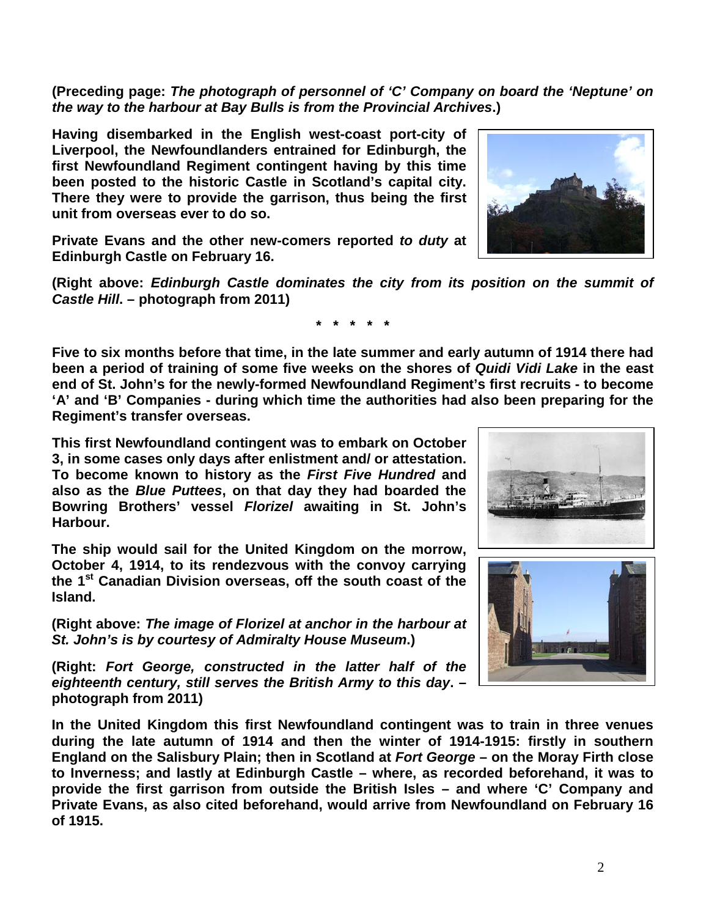**(Preceding page: *The photograph of personnel of 'C' Company on board the 'Neptune' on the way to the harbour at Bay Bulls is from the Provincial Archives*.)**

**Having disembarked in the English west-coast port-city of Liverpool, the Newfoundlanders entrained for Edinburgh, the first Newfoundland Regiment contingent having by this time been posted to the historic Castle in Scotland's capital city. There they were to provide the garrison, thus being the first unit from overseas ever to do so.**

**Private Evans and the other new-comers reported *to duty* at Edinburgh Castle on February 16.**

**(Right above: *Edinburgh Castle dominates the city from its position on the summit of Castle Hill*. – photograph from 2011)**

**\* \* \* \* \***

**Five to six months before that time, in the late summer and early autumn of 1914 there had been a period of training of some five weeks on the shores of *Quidi Vidi Lake* in the east end of St. John's for the newly-formed Newfoundland Regiment's first recruits - to become 'A' and 'B' Companies - during which time the authorities had also been preparing for the Regiment's transfer overseas.**

**This first Newfoundland contingent was to embark on October 3, in some cases only days after enlistment and/ or attestation. To become known to history as the *First Five Hundred* and also as the *Blue Puttees*, on that day they had boarded the Bowring Brothers' vessel *Florizel* awaiting in St. John's Harbour.**

**The ship would sail for the United Kingdom on the morrow, October 4, 1914, to its rendezvous with the convoy carrying the 1st Canadian Division overseas, off the south coast of the Island.**

**(Right above: *The image of Florizel at anchor in the harbour at St. John's is by courtesy of Admiralty House Museum*.)**

**(Right: *Fort George, constructed in the latter half of the eighteenth century, still serves the British Army to this day*. – photograph from 2011)**

**In the United Kingdom this first Newfoundland contingent was to train in three venues during the late autumn of 1914 and then the winter of 1914-1915: firstly in southern England on the Salisbury Plain; then in Scotland at *Fort George* – on the Moray Firth close to Inverness; and lastly at Edinburgh Castle – where, as recorded beforehand, it was to provide the first garrison from outside the British Isles – and where 'C' Company and Private Evans, as also cited beforehand, would arrive from Newfoundland on February 16 of 1915.**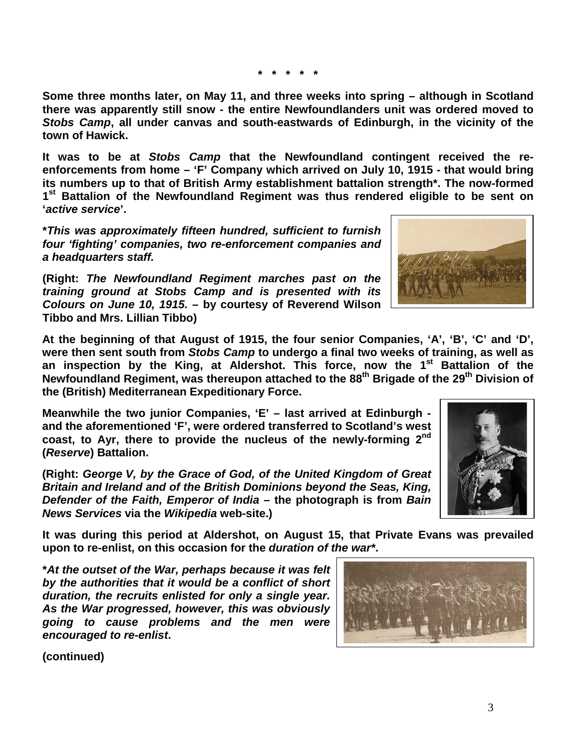\* \* \* \* \*

**Some three months later, on May 11, and three weeks into spring – although in Scotland there was apparently still snow - the entire Newfoundlanders unit was ordered moved to *Stobs Camp*, all under canvas and south-eastwards of Edinburgh, in the vicinity of the town of Hawick.**

**It was to be at *Stobs Camp* that the Newfoundland contingent received the re-enforcements from home – 'F' Company which arrived on July 10, 1915 - that would bring its numbers up to that of British Army establishment battalion strength\*. The now-formed 1st Battalion of the Newfoundland Regiment was thus rendered eligible to be sent on '*active service*'.**

***\*This was approximately fifteen hundred, sufficient to furnish four 'fighting' companies, two re-enforcement companies and a headquarters staff.***

**(Right: *The Newfoundland Regiment marches past on the training ground at Stobs Camp and is presented with its Colours on June 10, 1915.* – by courtesy of Reverend Wilson Tibbo and Mrs. Lillian Tibbo)**

**At the beginning of that August of 1915, the four senior Companies, 'A', 'B', 'C' and 'D', were then sent south from *Stobs Camp* to undergo a final two weeks of training, as well as an inspection by the King, at Aldershot. This force, now the 1st Battalion of the Newfoundland Regiment, was thereupon attached to the 88th Brigade of the 29th Division of the (British) Mediterranean Expeditionary Force.**

**Meanwhile the two junior Companies, 'E' – last arrived at Edinburgh - and the aforementioned 'F', were ordered transferred to Scotland's west coast, to Ayr, there to provide the nucleus of the newly-forming 2nd (*Reserve*) Battalion.**

**(Right: *George V, by the Grace of God, of the United Kingdom of Great Britain and Ireland and of the British Dominions beyond the Seas, King, Defender of the Faith, Emperor of India* – the photograph is from *Bain News Services* via the *Wikipedia* web-site.)**

**It was during this period at Aldershot, on August 15, that Private Evans was prevailed upon to re-enlist, on this occasion for the *duration of the war*\*.**

***\*At the outset of the War, perhaps because it was felt by the authorities that it would be a conflict of short duration, the recruits enlisted for only a single year. As the War progressed, however, this was obviously going to cause problems and the men were encouraged to re-enlist*.**

**(continued)**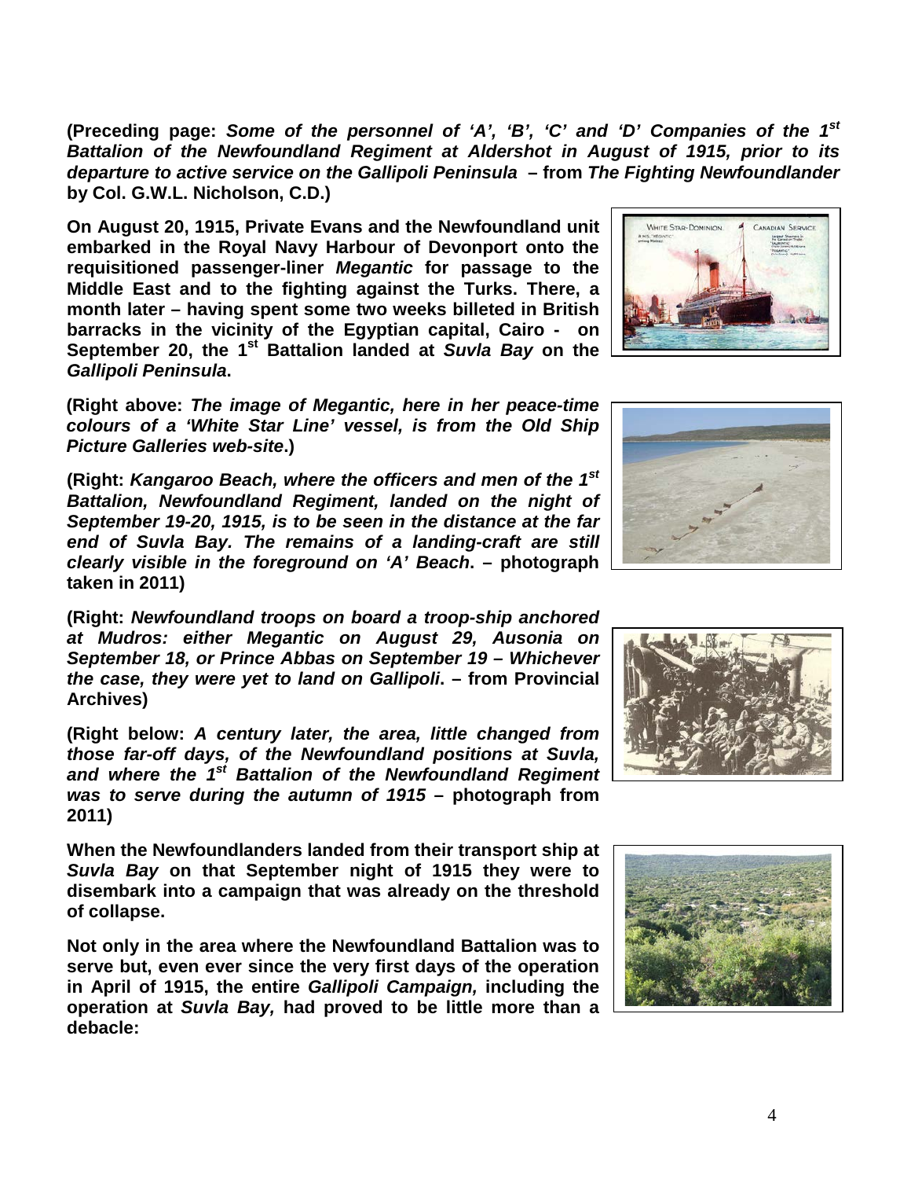**(Preceding page: *Some of the personnel of 'A', 'B', 'C' and 'D' Companies of the 1st Battalion of the Newfoundland Regiment at Aldershot in August of 1915, prior to its departure to active service on the Gallipoli Peninsula* – from *The Fighting Newfoundlander* by Col. G.W.L. Nicholson, C.D.)**

**On August 20, 1915, Private Evans and the Newfoundland unit embarked in the Royal Navy Harbour of Devonport onto the requisitioned passenger-liner *Megantic* for passage to the Middle East and to the fighting against the Turks. There, a month later – having spent some two weeks billeted in British barracks in the vicinity of the Egyptian capital, Cairo - on September 20, the 1st Battalion landed at *Suvla Bay* on the *Gallipoli Peninsula*.**

**(Right above: *The image of Megantic, here in her peace-time colours of a 'White Star Line' vessel, is from the Old Ship Picture Galleries web-site*.)**

**(Right: *Kangaroo Beach, where the officers and men of the 1st Battalion, Newfoundland Regiment, landed on the night of September 19-20, 1915, is to be seen in the distance at the far end of Suvla Bay. The remains of a landing-craft are still clearly visible in the foreground on 'A' Beach*. – photograph taken in 2011)**

**(Right: *Newfoundland troops on board a troop-ship anchored at Mudros: either Megantic on August 29, Ausonia on September 18, or Prince Abbas on September 19 – Whichever the case, they were yet to land on Gallipoli*. – from Provincial Archives)**

**(Right below: *A century later, the area, little changed from those far-off days, of the Newfoundland positions at Suvla, and where the 1st Battalion of the Newfoundland Regiment was to serve during the autumn of 1915* – photograph from 2011)**

**When the Newfoundlanders landed from their transport ship at *Suvla Bay* on that September night of 1915 they were to disembark into a campaign that was already on the threshold of collapse.**

**Not only in the area where the Newfoundland Battalion was to serve but, even ever since the very first days of the operation in April of 1915, the entire *Gallipoli Campaign,* including the operation at *Suvla Bay,* had proved to be little more than a debacle:**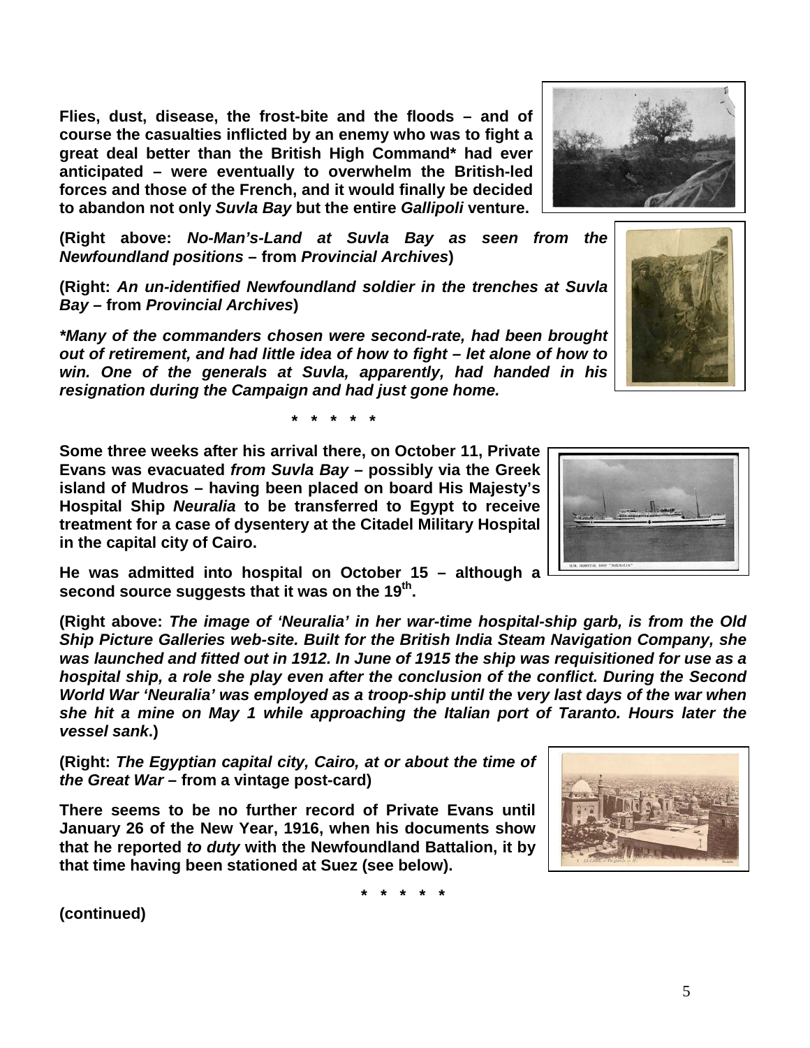**Flies, dust, disease, the frost-bite and the floods – and of course the casualties inflicted by an enemy who was to fight a great deal better than the British High Command* had ever anticipated – were eventually to overwhelm the British-led forces and those of the French, and it would finally be decided to abandon not only *Suvla Bay* but the entire *Gallipoli* venture.**

**(Right above: *No-Man's-Land at Suvla Bay as seen from the Newfoundland positions* – from *Provincial Archives*)**

**(Right: *An un-identified Newfoundland soldier in the trenches at Suvla Bay* – from *Provincial Archives*)**

***\*Many of the commanders chosen were second-rate, had been brought out of retirement, and had little idea of how to fight – let alone of how to win. One of the generals at Suvla, apparently, had handed in his resignation during the Campaign and had just gone home.***

**\* \* \* \* \***

**Some three weeks after his arrival there, on October 11, Private Evans was evacuated *from Suvla Bay* – possibly via the Greek island of Mudros – having been placed on board His Majesty's Hospital Ship *Neuralia* to be transferred to Egypt to receive treatment for a case of dysentery at the Citadel Military Hospital in the capital city of Cairo.**

**He was admitted into hospital on October 15 – although a second source suggests that it was on the 19th.**

**(Right above: *The image of 'Neuralia' in her war-time hospital-ship garb, is from the Old Ship Picture Galleries web-site. Built for the British India Steam Navigation Company, she was launched and fitted out in 1912. In June of 1915 the ship was requisitioned for use as a hospital ship, a role she play even after the conclusion of the conflict. During the Second World War 'Neuralia' was employed as a troop-ship until the very last days of the war when she hit a mine on May 1 while approaching the Italian port of Taranto. Hours later the vessel sank.*)**

**(Right: *The Egyptian capital city, Cairo, at or about the time of the Great War* – from a vintage post-card)**

**There seems to be no further record of Private Evans until January 26 of the New Year, 1916, when his documents show that he reported *to duty* with the Newfoundland Battalion, it by that time having been stationed at Suez (see below).**

**\* \* \* \* \***

**(continued)**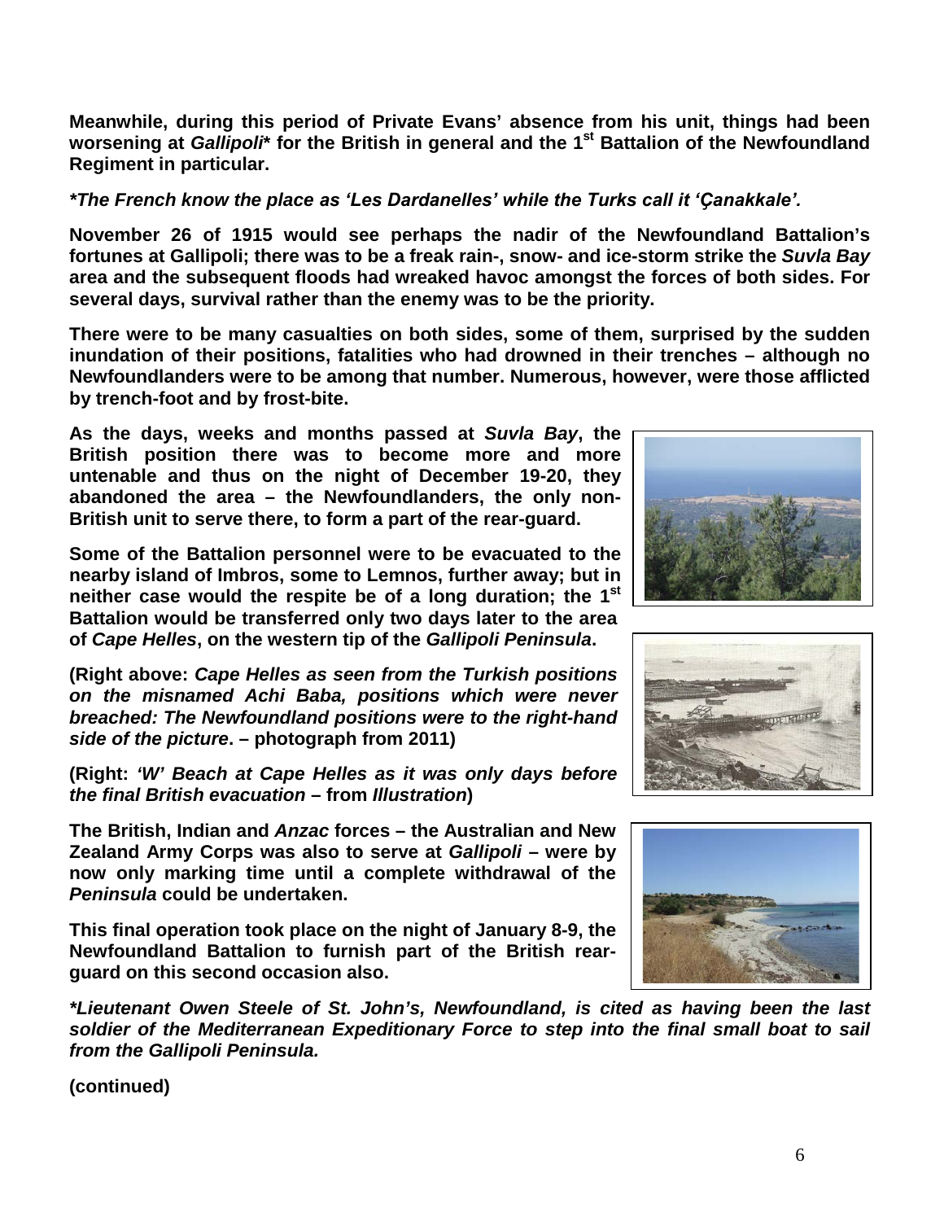**Meanwhile, during this period of Private Evans' absence from his unit, things had been worsening at *Gallipoli*\* for the British in general and the 1st Battalion of the Newfoundland Regiment in particular.**

***\*The French know the place as 'Les Dardanelles' while the Turks call it 'Çanakkale'.***

**November 26 of 1915 would see perhaps the nadir of the Newfoundland Battalion's fortunes at Gallipoli; there was to be a freak rain-, snow- and ice-storm strike the *Suvla Bay* area and the subsequent floods had wreaked havoc amongst the forces of both sides. For several days, survival rather than the enemy was to be the priority.**

**There were to be many casualties on both sides, some of them, surprised by the sudden inundation of their positions, fatalities who had drowned in their trenches – although no Newfoundlanders were to be among that number. Numerous, however, were those afflicted by trench-foot and by frost-bite.**

**As the days, weeks and months passed at *Suvla Bay*, the British position there was to become more and more untenable and thus on the night of December 19-20, they abandoned the area – the Newfoundlanders, the only non-British unit to serve there, to form a part of the rear-guard.**

**Some of the Battalion personnel were to be evacuated to the nearby island of Imbros, some to Lemnos, further away; but in neither case would the respite be of a long duration; the 1st Battalion would be transferred only two days later to the area of *Cape Helles*, on the western tip of the *Gallipoli Peninsula*.**

**(Right above: *Cape Helles as seen from the Turkish positions on the misnamed Achi Baba, positions which were never breached: The Newfoundland positions were to the right-hand side of the picture*. – photograph from 2011)**

**(Right: *'W' Beach at Cape Helles as it was only days before the final British evacuation* – from *Illustration*)**

**The British, Indian and *Anzac* forces – the Australian and New Zealand Army Corps was also to serve at *Gallipoli* – were by now only marking time until a complete withdrawal of the *Peninsula* could be undertaken.**

**This final operation took place on the night of January 8-9, the Newfoundland Battalion to furnish part of the British rear-guard on this second occasion also.**

***\*Lieutenant Owen Steele of St. John's, Newfoundland, is cited as having been the last soldier of the Mediterranean Expeditionary Force to step into the final small boat to sail from the Gallipoli Peninsula.***

**(continued)**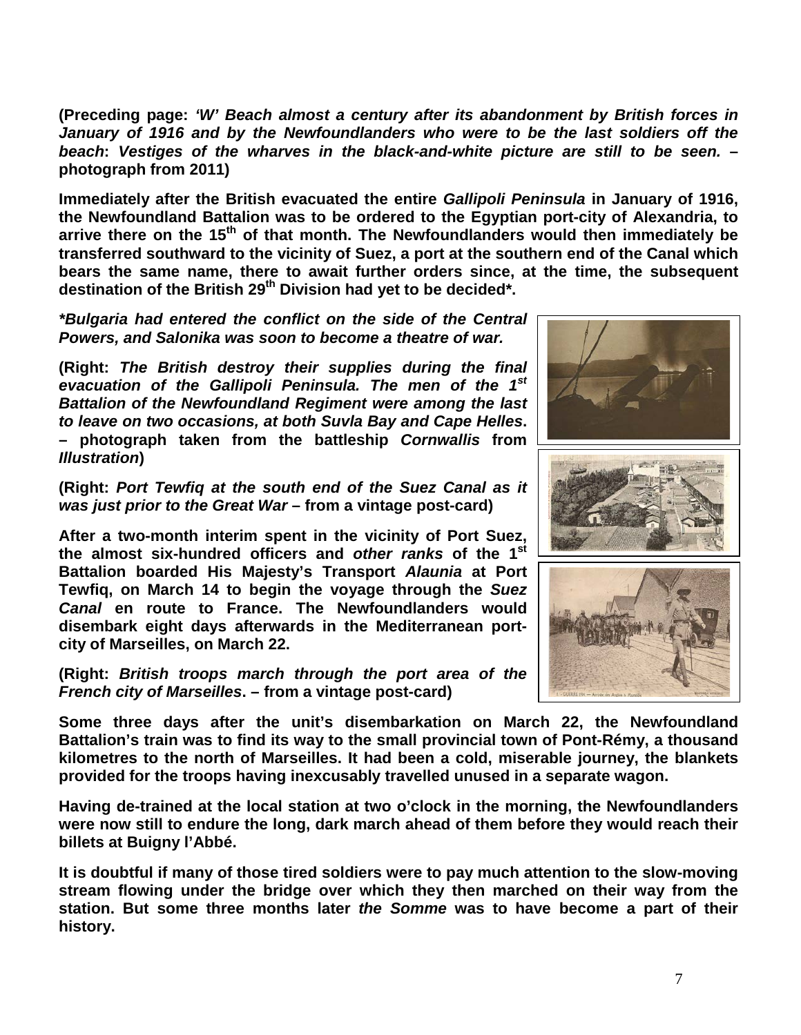**(Preceding page: *'W' Beach almost a century after its abandonment by British forces in January of 1916 and by the Newfoundlanders who were to be the last soldiers off the beach*: *Vestiges of the wharves in the black-and-white picture are still to be seen.* – photograph from 2011)**

**Immediately after the British evacuated the entire *Gallipoli Peninsula* in January of 1916, the Newfoundland Battalion was to be ordered to the Egyptian port-city of Alexandria, to arrive there on the 15th of that month. The Newfoundlanders would then immediately be transferred southward to the vicinity of Suez, a port at the southern end of the Canal which bears the same name, there to await further orders since, at the time, the subsequent destination of the British 29th Division had yet to be decided\*.**

***\*Bulgaria had entered the conflict on the side of the Central Powers, and Salonika was soon to become a theatre of war.***

**(Right: *The British destroy their supplies during the final evacuation of the Gallipoli Peninsula. The men of the 1st Battalion of the Newfoundland Regiment were among the last to leave on two occasions, at both Suvla Bay and Cape Helles*. – photograph taken from the battleship *Cornwallis* from *Illustration*)**

**(Right: *Port Tewfiq at the south end of the Suez Canal as it was just prior to the Great War* – from a vintage post-card)**

**After a two-month interim spent in the vicinity of Port Suez, the almost six-hundred officers and *other ranks* of the 1st Battalion boarded His Majesty's Transport *Alaunia* at Port Tewfiq, on March 14 to begin the voyage through the *Suez Canal* en route to France. The Newfoundlanders would disembark eight days afterwards in the Mediterranean port-city of Marseilles, on March 22.**

**(Right: *British troops march through the port area of the French city of Marseilles*. – from a vintage post-card)**

**Some three days after the unit's disembarkation on March 22, the Newfoundland Battalion's train was to find its way to the small provincial town of Pont-Rémy, a thousand kilometres to the north of Marseilles. It had been a cold, miserable journey, the blankets provided for the troops having inexcusably travelled unused in a separate wagon.**

**Having de-trained at the local station at two o'clock in the morning, the Newfoundlanders were now still to endure the long, dark march ahead of them before they would reach their billets at Buigny l'Abbé.**

**It is doubtful if many of those tired soldiers were to pay much attention to the slow-moving stream flowing under the bridge over which they then marched on their way from the station. But some three months later *the Somme* was to have become a part of their history.**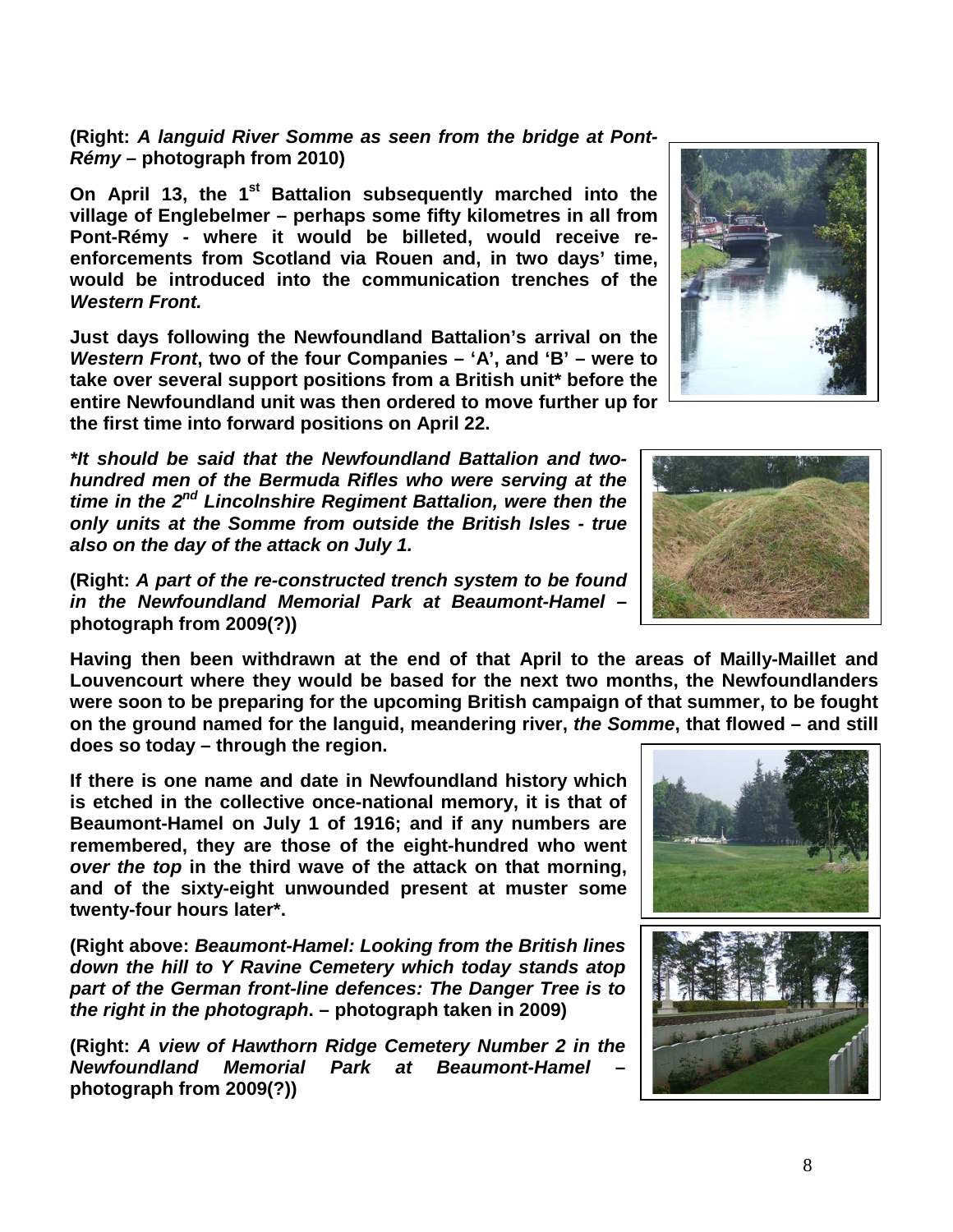**(Right: *A languid River Somme as seen from the bridge at Pont-Rémy* – photograph from 2010)**

**On April 13, the 1st Battalion subsequently marched into the village of Englebelmer – perhaps some fifty kilometres in all from Pont-Rémy - where it would be billeted, would receive re-enforcements from Scotland via Rouen and, in two days' time, would be introduced into the communication trenches of the *Western Front.***

**Just days following the Newfoundland Battalion's arrival on the *Western Front*, two of the four Companies – 'A', and 'B' – were to take over several support positions from a British unit* before the entire Newfoundland unit was then ordered to move further up for the first time into forward positions on April 22.**

***\*It should be said that the Newfoundland Battalion and two-hundred men of the Bermuda Rifles who were serving at the time in the 2nd Lincolnshire Regiment Battalion, were then the only units at the Somme from outside the British Isles - true also on the day of the attack on July 1.***

**(Right: *A part of the re-constructed trench system to be found in the Newfoundland Memorial Park at Beaumont-Hamel* – photograph from 2009(?))**

**Having then been withdrawn at the end of that April to the areas of Mailly-Maillet and Louvencourt where they would be based for the next two months, the Newfoundlanders were soon to be preparing for the upcoming British campaign of that summer, to be fought on the ground named for the languid, meandering river, *the Somme*, that flowed – and still does so today – through the region.**

**If there is one name and date in Newfoundland history which is etched in the collective once-national memory, it is that of Beaumont-Hamel on July 1 of 1916; and if any numbers are remembered, they are those of the eight-hundred who went *over the top* in the third wave of the attack on that morning, and of the sixty-eight unwounded present at muster some twenty-four hours later*.**

**(Right above: *Beaumont-Hamel: Looking from the British lines down the hill to Y Ravine Cemetery which today stands atop part of the German front-line defences: The Danger Tree is to the right in the photograph*. – photograph taken in 2009)**

**(Right: *A view of Hawthorn Ridge Cemetery Number 2 in the Newfoundland Memorial Park at Beaumont-Hamel* – photograph from 2009(?))**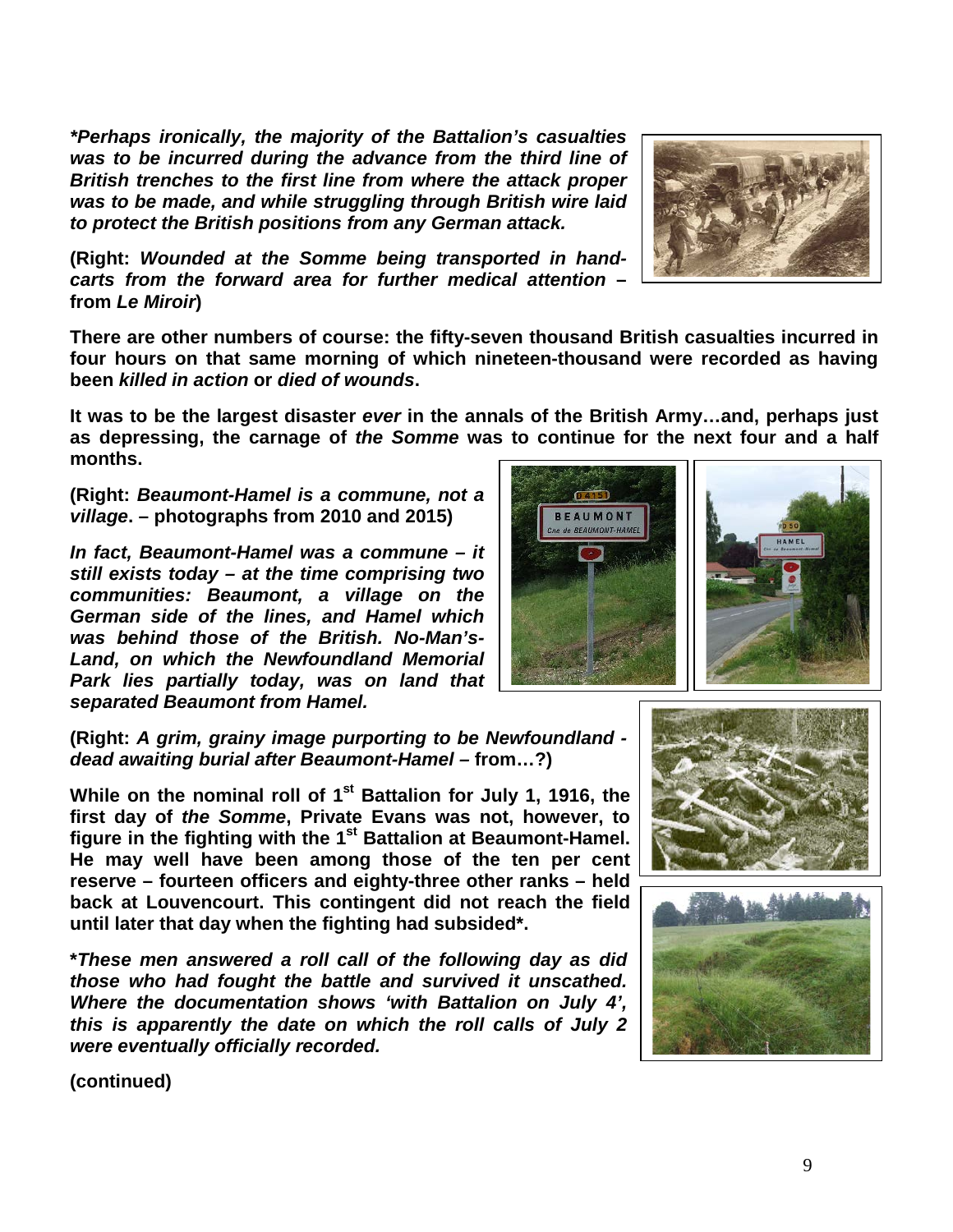***Perhaps ironically, the majority of the Battalion's casualties was to be incurred during the advance from the third line of British trenches to the first line from where the attack proper was to be made, and while struggling through British wire laid to protect the British positions from any German attack.***

**(Right: *Wounded at the Somme being transported in hand-carts from the forward area for further medical attention* – from *Le Miroir*)**

**There are other numbers of course: the fifty-seven thousand British casualties incurred in four hours on that same morning of which nineteen-thousand were recorded as having been *killed in action* or *died of wounds*.**

**It was to be the largest disaster *ever* in the annals of the British Army…and, perhaps just as depressing, the carnage of *the Somme* was to continue for the next four and a half months.**

**(Right: *Beaumont-Hamel is a commune, not a village*. – photographs from 2010 and 2015)**

***In fact, Beaumont-Hamel was a commune – it still exists today – at the time comprising two communities: Beaumont, a village on the German side of the lines, and Hamel which was behind those of the British. No-Man's-Land, on which the Newfoundland Memorial Park lies partially today, was on land that separated Beaumont from Hamel.***

**(Right: *A grim, grainy image purporting to be Newfoundland - dead awaiting burial after Beaumont-Hamel* – from…?)**

**While on the nominal roll of 1st Battalion for July 1, 1916, the first day of *the Somme*, Private Evans was not, however, to figure in the fighting with the 1st Battalion at Beaumont-Hamel. He may well have been among those of the ten per cent reserve – fourteen officers and eighty-three other ranks – held back at Louvencourt. This contingent did not reach the field until later that day when the fighting had subsided*.**

***These men answered a roll call of the following day as did those who had fought the battle and survived it unscathed. Where the documentation shows 'with Battalion on July 4', this is apparently the date on which the roll calls of July 2 were eventually officially recorded.***

**(continued)**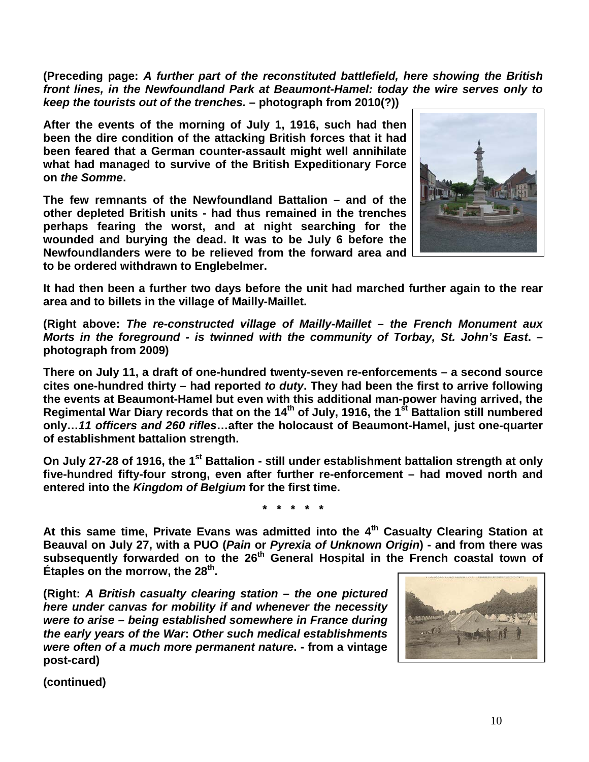**(Preceding page:** ***A further part of the reconstituted battlefield, here showing the British front lines, in the Newfoundland Park at Beaumont-Hamel: today the wire serves only to keep the tourists out of the trenches.*** **– photograph from 2010(?))**

**After the events of the morning of July 1, 1916, such had then been the dire condition of the attacking British forces that it had been feared that a German counter-assault might well annihilate what had managed to survive of the British Expeditionary Force on** ***the Somme*****.**

**The few remnants of the Newfoundland Battalion – and of the other depleted British units - had thus remained in the trenches perhaps fearing the worst, and at night searching for the wounded and burying the dead. It was to be July 6 before the Newfoundlanders were to be relieved from the forward area and to be ordered withdrawn to Englebelmer.**

**It had then been a further two days before the unit had marched further again to the rear area and to billets in the village of Mailly-Maillet.**

**(Right above:** ***The re-constructed village of Mailly-Maillet – the French Monument aux Morts in the foreground - is twinned with the community of Torbay, St. John's East*****. – photograph from 2009)**

**There on July 11, a draft of one-hundred twenty-seven re-enforcements – a second source cites one-hundred thirty – had reported** ***to duty*****. They had been the first to arrive following the events at Beaumont-Hamel but even with this additional man-power having arrived, the Regimental War Diary records that on the 14th of July, 1916, the 1st Battalion still numbered only…*****11 officers and 260 rifles*****…after the holocaust of Beaumont-Hamel, just one-quarter of establishment battalion strength.**

**On July 27-28 of 1916, the 1st Battalion - still under establishment battalion strength at only five-hundred fifty-four strong, even after further re-enforcement – had moved north and entered into the** ***Kingdom of Belgium*** **for the first time.**

**\* \* \* \* \***

**At this same time, Private Evans was admitted into the 4th Casualty Clearing Station at Beauval on July 27, with a PUO (*****Pain*** **or** ***Pyrexia of Unknown Origin*****) - and from there was subsequently forwarded on to the 26th General Hospital in the French coastal town of Étaples on the morrow, the 28th.**

**(Right:** ***A British casualty clearing station – the one pictured here under canvas for mobility if and whenever the necessity were to arise – being established somewhere in France during the early years of the War*****:** ***Other such medical establishments were often of a much more permanent nature*****. - from a vintage post-card)**

**(continued)**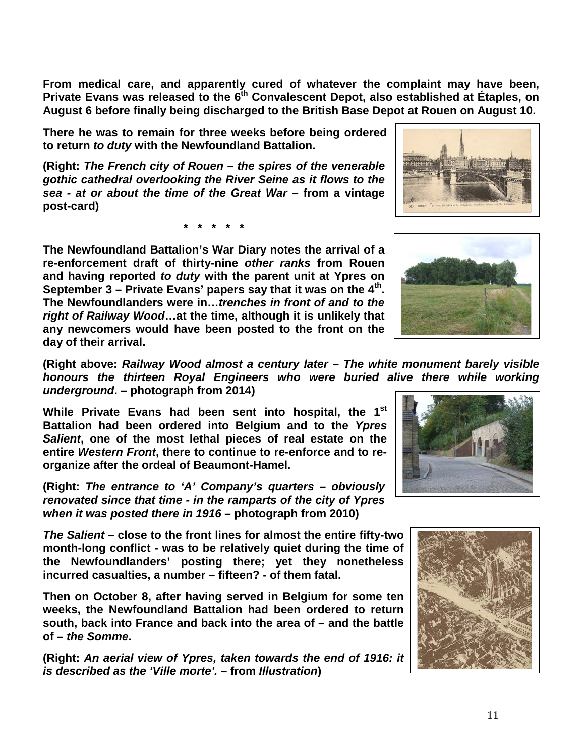**From medical care, and apparently cured of whatever the complaint may have been, Private Evans was released to the 6th Convalescent Depot, also established at Étaples, on August 6 before finally being discharged to the British Base Depot at Rouen on August 10.**

**There he was to remain for three weeks before being ordered to return *to duty* with the Newfoundland Battalion.**

**(Right: *The French city of Rouen – the spires of the venerable gothic cathedral overlooking the River Seine as it flows to the sea - at or about the time of the Great War* – from a vintage post-card)**

**\* \* \* \* \***

**The Newfoundland Battalion's War Diary notes the arrival of a re-enforcement draft of thirty-nine *other ranks* from Rouen and having reported *to duty* with the parent unit at Ypres on September 3 – Private Evans' papers say that it was on the 4th. The Newfoundlanders were in…*trenches in front of and to the right of Railway Wood*…at the time, although it is unlikely that any newcomers would have been posted to the front on the day of their arrival.**

**(Right above: *Railway Wood almost a century later – The white monument barely visible honours the thirteen Royal Engineers who were buried alive there while working underground*. – photograph from 2014)**

**While Private Evans had been sent into hospital, the 1st Battalion had been ordered into Belgium and to the *Ypres Salient*, one of the most lethal pieces of real estate on the entire *Western Front*, there to continue to re-enforce and to re-organize after the ordeal of Beaumont-Hamel.**

**(Right: *The entrance to 'A' Company's quarters – obviously renovated since that time - in the ramparts of the city of Ypres when it was posted there in 1916* – photograph from 2010)**

***The Salient* – close to the front lines for almost the entire fifty-two month-long conflict - was to be relatively quiet during the time of the Newfoundlanders' posting there; yet they nonetheless incurred casualties, a number – fifteen? - of them fatal.**

**Then on October 8, after having served in Belgium for some ten weeks, the Newfoundland Battalion had been ordered to return south, back into France and back into the area of – and the battle of – *the Somme*.**

**(Right: *An aerial view of Ypres, taken towards the end of 1916: it is described as the 'Ville morte'.* – from *Illustration*)**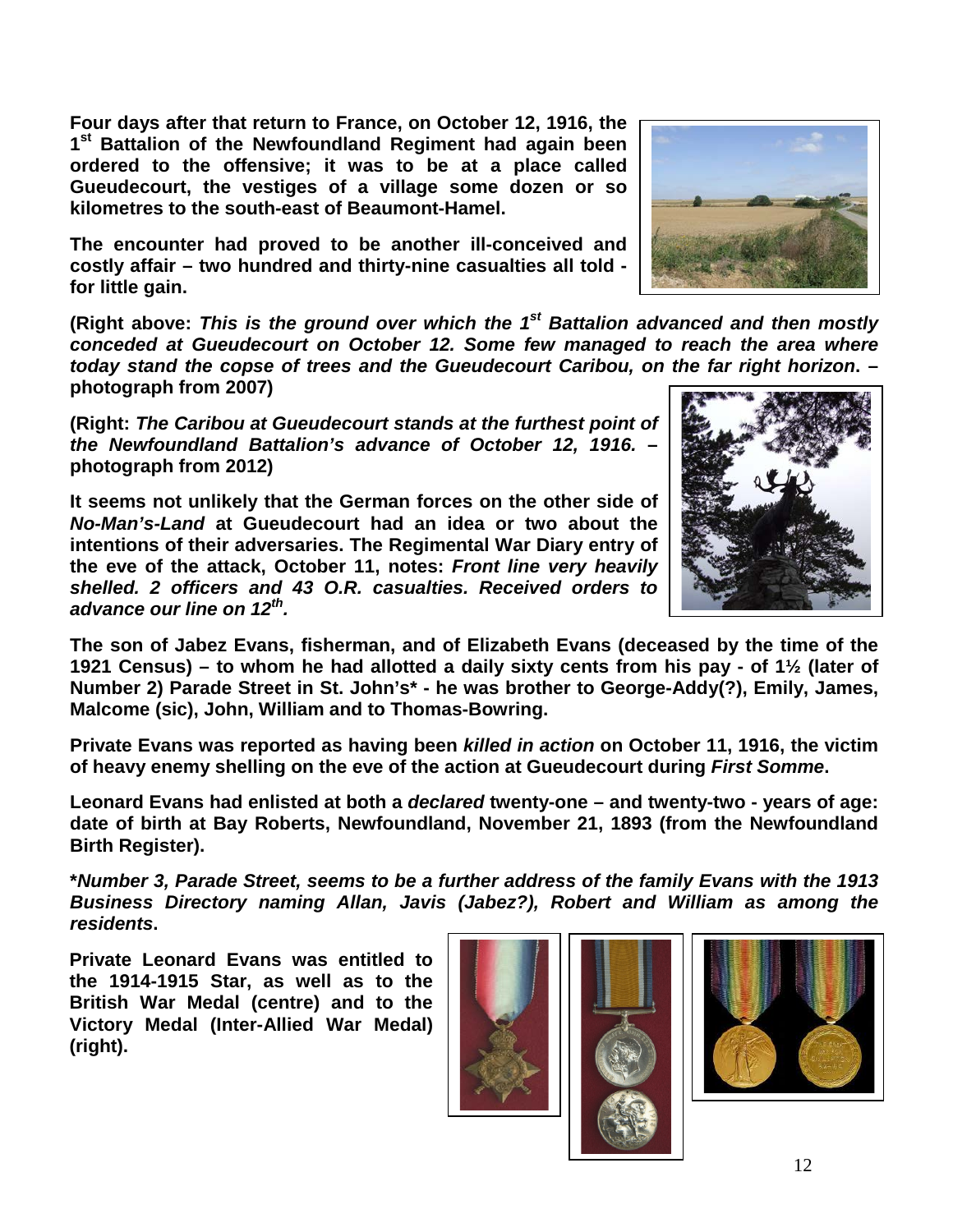**Four days after that return to France, on October 12, 1916, the 1st Battalion of the Newfoundland Regiment had again been ordered to the offensive; it was to be at a place called Gueudecourt, the vestiges of a village some dozen or so kilometres to the south-east of Beaumont-Hamel.**

**The encounter had proved to be another ill-conceived and costly affair – two hundred and thirty-nine casualties all told - for little gain.**

**(Right above: *This is the ground over which the 1st Battalion advanced and then mostly conceded at Gueudecourt on October 12. Some few managed to reach the area where today stand the copse of trees and the Gueudecourt Caribou, on the far right horizon*. – photograph from 2007)**

**(Right: *The Caribou at Gueudecourt stands at the furthest point of the Newfoundland Battalion's advance of October 12, 1916.* – photograph from 2012)**

**It seems not unlikely that the German forces on the other side of *No-Man's-Land* at Gueudecourt had an idea or two about the intentions of their adversaries. The Regimental War Diary entry of the eve of the attack, October 11, notes: *Front line very heavily shelled. 2 officers and 43 O.R. casualties. Received orders to advance our line on 12th.***

**The son of Jabez Evans, fisherman, and of Elizabeth Evans (deceased by the time of the 1921 Census) – to whom he had allotted a daily sixty cents from his pay - of 1½ (later of Number 2) Parade Street in St. John's\* - he was brother to George-Addy(?), Emily, James, Malcome (sic), John, William and to Thomas-Bowring.**

**Private Evans was reported as having been *killed in action* on October 11, 1916, the victim of heavy enemy shelling on the eve of the action at Gueudecourt during *First Somme*.**

**Leonard Evans had enlisted at both a *declared* twenty-one – and twenty-two - years of age: date of birth at Bay Roberts, Newfoundland, November 21, 1893 (from the Newfoundland Birth Register).**

***\*Number 3, Parade Street, seems to be a further address of the family Evans with the 1913 Business Directory naming Allan, Javis (Jabez?), Robert and William as among the residents*.**

**Private Leonard Evans was entitled to the 1914-1915 Star, as well as to the British War Medal (centre) and to the Victory Medal (Inter-Allied War Medal) (right).**